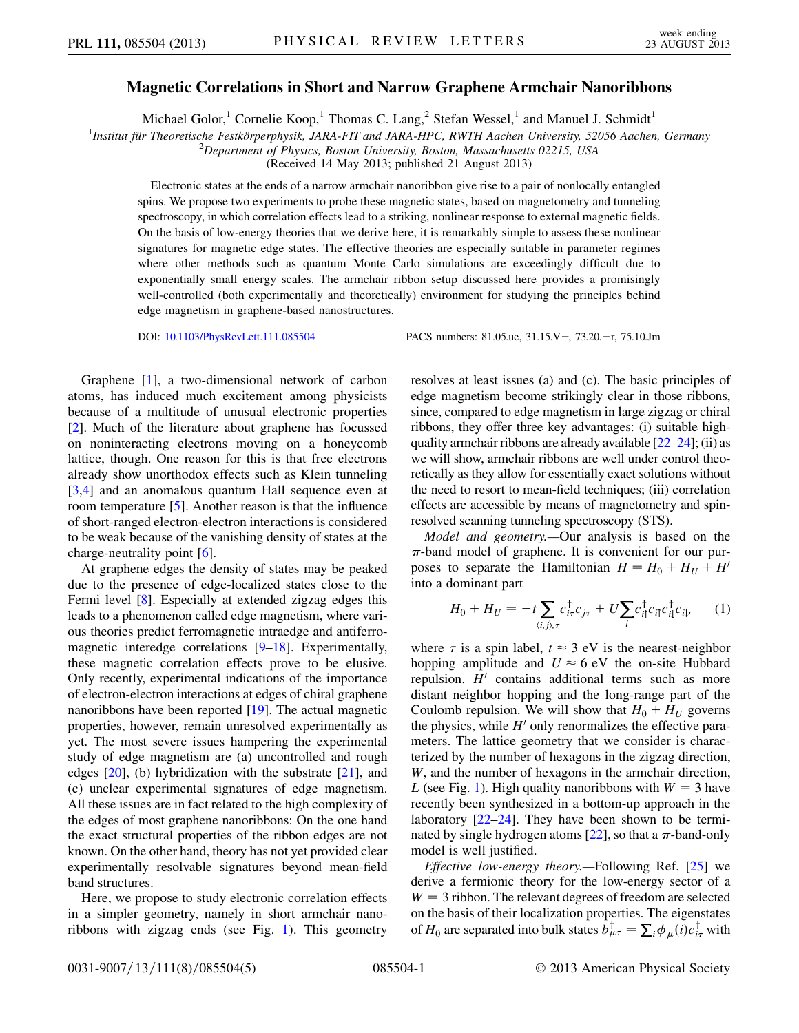# Magnetic Correlations in Short and Narrow Graphene Armchair Nanoribbons

Michael Golor,[1] Cornelie Koop,[1] Thomas C. Lang,[2] Stefan Wessel,[1] and Manuel J. Schmidt[1]

[1]Institut für Theoretische Festkörperphysik, JARA-FIT and JARA-HPC, RWTH Aachen University, 52056 Aachen, Germany
[2]Department of Physics, Boston University, Boston, Massachusetts 02215, USA

(Received 14 May 2013; published 21 August 2013)

Electronic states at the ends of a narrow armchair nanoribbon give rise to a pair of nonlocally entangled spins. We propose two experiments to probe these magnetic states, based on magnetometry and tunneling spectroscopy, in which correlation effects lead to a striking, nonlinear response to external magnetic fields. On the basis of low-energy theories that we derive here, it is remarkably simple to assess these nonlinear signatures for magnetic edge states. The effective theories are especially suitable in parameter regimes where other methods such as quantum Monte Carlo simulations are exceedingly difficult due to exponentially small energy scales. The armchair ribbon setup discussed here provides a promisingly well-controlled (both experimentally and theoretically) environment for studying the principles behind edge magnetism in graphene-based nanostructures.

DOI: 10.1103/PhysRevLett.111.085504 PACS numbers: 81.05.ue, 31.15.V−, 73.20.−r, 75.10.Jm

Graphene [1], a two-dimensional network of carbon atoms, has induced much excitement among physicists because of a multitude of unusual electronic properties [2]. Much of the literature about graphene has focussed on noninteracting electrons moving on a honeycomb lattice, though. One reason for this is that free electrons already show unorthodox effects such as Klein tunneling [3,4] and an anomalous quantum Hall sequence even at room temperature [5]. Another reason is that the influence of short-ranged electron-electron interactions is considered to be weak because of the vanishing density of states at the charge-neutrality point [6].

At graphene edges the density of states may be peaked due to the presence of edge-localized states close to the Fermi level [8]. Especially at extended zigzag edges this leads to a phenomenon called edge magnetism, where various theories predict ferromagnetic intraedge and antiferromagnetic interedge correlations [9–18]. Experimentally, these magnetic correlation effects prove to be elusive. Only recently, experimental indications of the importance of electron-electron interactions at edges of chiral graphene nanoribbons have been reported [19]. The actual magnetic properties, however, remain unresolved experimentally as yet. The most severe issues hampering the experimental study of edge magnetism are (a) uncontrolled and rough edges [20], (b) hybridization with the substrate [21], and (c) unclear experimental signatures of edge magnetism. All these issues are in fact related to the high complexity of the edges of most graphene nanoribbons: On the one hand the exact structural properties of the ribbon edges are not known. On the other hand, theory has not yet provided clear experimentally resolvable signatures beyond mean-field band structures.

Here, we propose to study electronic correlation effects in a simpler geometry, namely in short armchair nanoribbons with zigzag ends (see Fig. 1). This geometry resolves at least issues (a) and (c). The basic principles of edge magnetism become strikingly clear in those ribbons, since, compared to edge magnetism in large zigzag or chiral ribbons, they offer three key advantages: (i) suitable high-quality armchair ribbons are already available [22–24]; (ii) as we will show, armchair ribbons are well under control theoretically as they allow for essentially exact solutions without the need to resort to mean-field techniques; (iii) correlation effects are accessible by means of magnetometry and spin-resolved scanning tunneling spectroscopy (STS).

*Model and geometry.*—Our analysis is based on the $\pi$-band model of graphene. It is convenient for our purposes to separate the Hamiltonian $H = H_0 + H_U + H'$ into a dominant part

$$H_0 + H_U = -t\sum_{\langle i,j\rangle,\tau} c^\dagger_{i\tau}c_{j\tau} + U\sum_i c^\dagger_{i\uparrow}c_{i\uparrow}c^\dagger_{i\downarrow}c_{i\downarrow}, \qquad (1)$$

where $\tau$ is a spin label, $t \approx 3$ eV is the nearest-neighbor hopping amplitude and $U \approx 6$ eV the on-site Hubbard repulsion. $H'$ contains additional terms such as more distant neighbor hopping and the long-range part of the Coulomb repulsion. We will show that $H_0 + H_U$ governs the physics, while $H'$ only renormalizes the effective parameters. The lattice geometry that we consider is characterized by the number of hexagons in the zigzag direction, $W$, and the number of hexagons in the armchair direction, $L$ (see Fig. 1). High quality nanoribbons with $W = 3$ have recently been synthesized in a bottom-up approach in the laboratory [22–24]. They have been shown to be terminated by single hydrogen atoms [22], so that a $\pi$-band-only model is well justified.

*Effective low-energy theory.*—Following Ref. [25] we derive a fermionic theory for the low-energy sector of a $W = 3$ ribbon. The relevant degrees of freedom are selected on the basis of their localization properties. The eigenstates of $H_0$ are separated into bulk states $b^\dagger_{\mu\tau} = \sum_i \phi_\mu(i)c^\dagger_{i\tau}$ with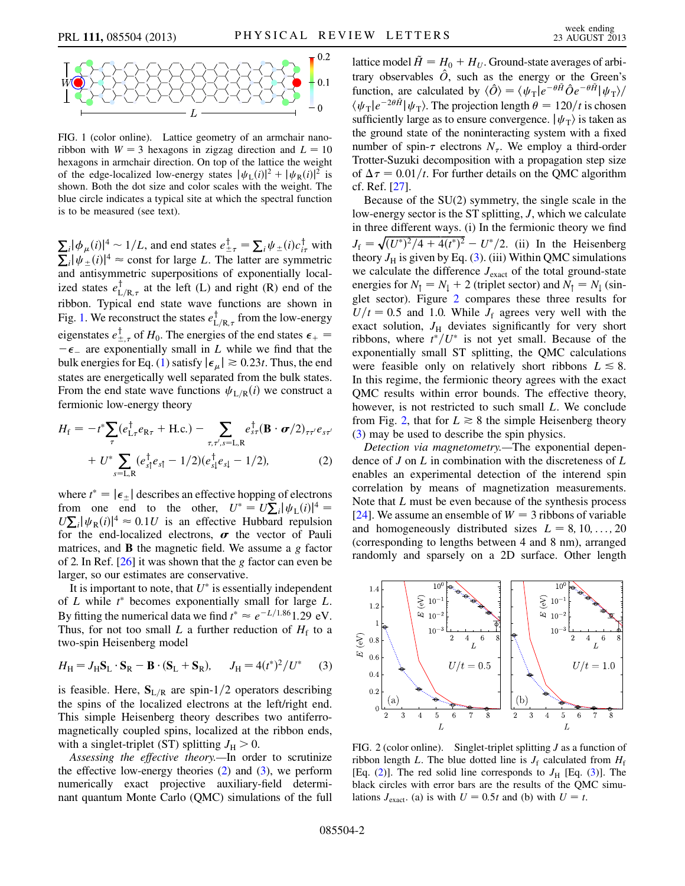FIG. 1 (color online). Lattice geometry of an armchair nanoribbon with $W = 3$ hexagons in zigzag direction and $L = 10$ hexagons in armchair direction. On top of the lattice the weight of the edge-localized low-energy states $|\psi_L(i)|^2 + |\psi_R(i)|^2$ is shown. Both the dot size and color scales with the weight. The blue circle indicates a typical site at which the spectral function is to be measured (see text).

$\sum_i |\phi_\mu(i)|^4 \sim 1/L$, and end states $e^\dagger_{\pm\tau} = \sum_i \psi_\pm(i) c^\dagger_{i\tau}$ with $\sum_i |\psi_\pm(i)|^4 \approx \text{const}$ for large $L$. The latter are symmetric and antisymmetric superpositions of exponentially localized states $e^\dagger_{L/R,\tau}$ at the left (L) and right (R) end of the ribbon. Typical end state wave functions are shown in Fig. 1. We reconstruct the states $e^\dagger_{L/R,\tau}$ from the low-energy eigenstates $e^\dagger_{\pm,\tau}$ of $H_0$. The energies of the end states $\epsilon_+ = -\epsilon_-$ are exponentially small in $L$ while we find that the bulk energies for Eq. (1) satisfy $|\epsilon_\mu| \gtrsim 0.23t$. Thus, the end states are energetically well separated from the bulk states. From the end state wave functions $\psi_{L/R}(i)$ we construct a fermionic low-energy theory

$$H_f = -t^* \sum_\tau (e^\dagger_{L\tau} e_{R\tau} + \text{H.c.}) - \sum_{\tau,\tau',s=L,R} e^\dagger_{s\tau} (\mathbf{B} \cdot \boldsymbol{\sigma}/2)_{\tau\tau'} e_{s\tau'} + U^* \sum_{s=L,R} (e^\dagger_{s\uparrow} e_{s\uparrow} - 1/2)(e^\dagger_{s\downarrow} e_{s\downarrow} - 1/2), \qquad (2)$$

where $t^* = |\epsilon_\pm|$ describes an effective hopping of electrons from one end to the other, $U^* = U \sum_i |\psi_L(i)|^4 = U \sum_i |\psi_R(i)|^4 \approx 0.1U$ is an effective Hubbard repulsion for the end-localized electrons, $\boldsymbol{\sigma}$ the vector of Pauli matrices, and $\mathbf{B}$ the magnetic field. We assume a $g$ factor of 2. In Ref. [26] it was shown that the $g$ factor can even be larger, so our estimates are conservative.

It is important to note, that $U^*$ is essentially independent of $L$ while $t^*$ becomes exponentially small for large $L$. By fitting the numerical data we find $t^* \approx e^{-L/1.86} 1.29$ eV. Thus, for not too small $L$ a further reduction of $H_f$ to a two-spin Heisenberg model

$$H_H = J_H \mathbf{S}_L \cdot \mathbf{S}_R - \mathbf{B} \cdot (\mathbf{S}_L + \mathbf{S}_R), \qquad J_H = 4(t^*)^2/U^* \qquad (3)$$

is feasible. Here, $\mathbf{S}_{L/R}$ are spin-1/2 operators describing the spins of the localized electrons at the left/right end. This simple Heisenberg theory describes two antiferromagnetically coupled spins, localized at the ribbon ends, with a singlet-triplet (ST) splitting $J_H > 0$.

*Assessing the effective theory.*—In order to scrutinize the effective low-energy theories (2) and (3), we perform numerically exact projective auxiliary-field determinant quantum Monte Carlo (QMC) simulations of the full lattice model $\tilde{H} = H_0 + H_U$. Ground-state averages of arbitrary observables $\hat{O}$, such as the energy or the Green's function, are calculated by $\langle \hat{O} \rangle = \langle \psi_T | e^{-\theta \tilde{H}} \hat{O} e^{-\theta \tilde{H}} | \psi_T \rangle / \langle \psi_T | e^{-2\theta \tilde{H}} | \psi_T \rangle$. The projection length $\theta = 120/t$ is chosen sufficiently large as to ensure convergence. $|\psi_T\rangle$ is taken as the ground state of the noninteracting system with a fixed number of spin-$\tau$ electrons $N_\tau$. We employ a third-order Trotter-Suzuki decomposition with a propagation step size of $\Delta\tau = 0.01/t$. For further details on the QMC algorithm cf. Ref. [27].

Because of the SU(2) symmetry, the single scale in the low-energy sector is the ST splitting, $J$, which we calculate in three different ways. (i) In the fermionic theory we find $J_f = \sqrt{(U^*)^2/4 + 4(t^*)^2} - U^*/2$. (ii) In the Heisenberg theory $J_H$ is given by Eq. (3). (iii) Within QMC simulations we calculate the difference $J_{\text{exact}}$ of the total ground-state energies for $N_\uparrow = N_\downarrow + 2$ (triplet sector) and $N_\uparrow = N_\downarrow$ (singlet sector). Figure 2 compares these three results for $U/t = 0.5$ and 1.0. While $J_f$ agrees very well with the exact solution, $J_H$ deviates significantly for very short ribbons, where $t^*/U^*$ is not yet small. Because of the exponentially small ST splitting, the QMC calculations were feasible only on relatively short ribbons $L \lesssim 8$. In this regime, the fermionic theory agrees with the exact QMC results within error bounds. The effective theory, however, is not restricted to such small $L$. We conclude from Fig. 2, that for $L \gtrsim 8$ the simple Heisenberg theory (3) may be used to describe the spin physics.

*Detection via magnetometry.*—The exponential dependence of $J$ on $L$ in combination with the discreteness of $L$ enables an experimental detection of the interend spin correlation by means of magnetization measurements. Note that $L$ must be even because of the synthesis process [24]. We assume an ensemble of $W = 3$ ribbons of variable and homogeneously distributed sizes $L = 8, 10, \ldots, 20$ (corresponding to lengths between 4 and 8 nm), arranged randomly and sparsely on a 2D surface. Other length

FIG. 2 (color online). Singlet-triplet splitting $J$ as a function of ribbon length $L$. The blue dotted line is $J_f$ calculated from $H_f$ [Eq. (2)]. The red solid line corresponds to $J_H$ [Eq. (3)]. The black circles with error bars are the results of the QMC simulations $J_{\text{exact}}$. (a) is with $U = 0.5t$ and (b) with $U = t$.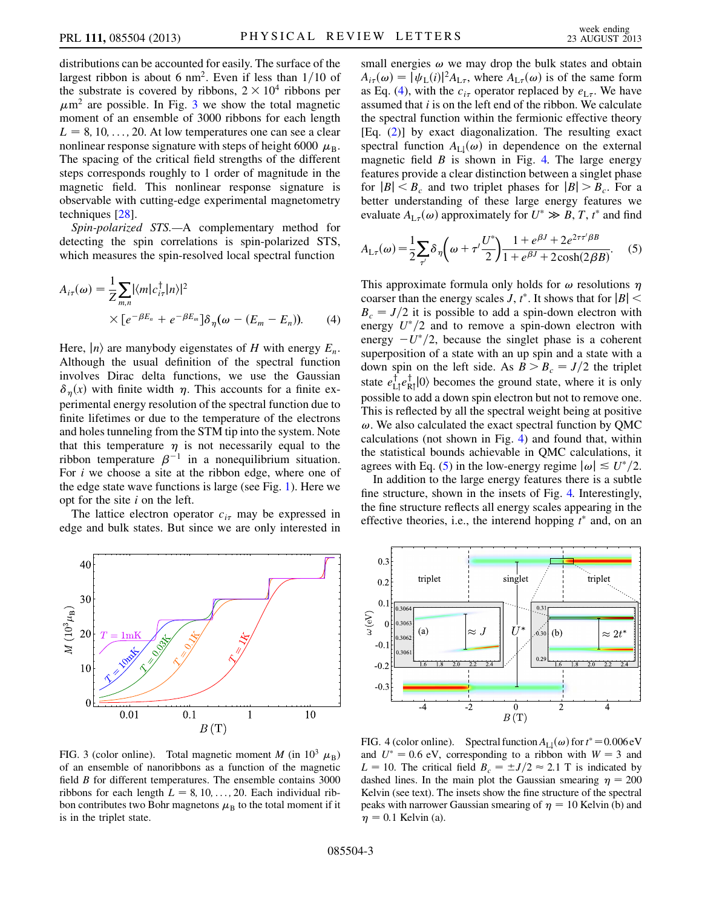distributions can be accounted for easily. The surface of the largest ribbon is about 6 nm$^2$. Even if less than 1/10 of the substrate is covered by ribbons, $2 \times 10^4$ ribbons per $\mu$m$^2$ are possible. In Fig. 3 we show the total magnetic moment of an ensemble of 3000 ribbons for each length $L = 8, 10, \ldots, 20$. At low temperatures one can see a clear nonlinear response signature with steps of height 6000 $\mu_B$. The spacing of the critical field strengths of the different steps corresponds roughly to 1 order of magnitude in the magnetic field. This nonlinear response signature is observable with cutting-edge experimental magnetometry techniques [28].

*Spin-polarized STS.*—A complementary method for detecting the spin correlations is spin-polarized STS, which measures the spin-resolved local spectral function

$$A_{i\tau}(\omega) = \frac{1}{Z}\sum_{m,n} |\langle m|c^\dagger_{i\tau}|n\rangle|^2 \times [e^{-\beta E_n} + e^{-\beta E_m}]\delta_\eta(\omega - (E_m - E_n)). \quad (4)$$

Here, $|n\rangle$ are manybody eigenstates of $H$ with energy $E_n$. Although the usual definition of the spectral function involves Dirac delta functions, we use the Gaussian $\delta_\eta(x)$ with finite width $\eta$. This accounts for a finite experimental energy resolution of the spectral function due to finite lifetimes or due to the temperature of the electrons and holes tunneling from the STM tip into the system. Note that this temperature $\eta$ is not necessarily equal to the ribbon temperature $\beta^{-1}$ in a nonequilibrium situation. For $i$ we choose a site at the ribbon edge, where one of the edge state wave functions is large (see Fig. 1). Here we opt for the site $i$ on the left.

The lattice electron operator $c_{i\tau}$ may be expressed in edge and bulk states. But since we are only interested in small energies $\omega$ we may drop the bulk states and obtain $A_{i\tau}(\omega) = |\psi_L(i)|^2 A_{L\tau}$, where $A_{L\tau}(\omega)$ is of the same form as Eq. (4), with the $c_{i\tau}$ operator replaced by $e_{L\tau}$. We have assumed that $i$ is on the left end of the ribbon. We calculate the spectral function within the fermionic effective theory [Eq. (2)] by exact diagonalization. The resulting exact spectral function $A_{L\downarrow}(\omega)$ in dependence on the external magnetic field $B$ is shown in Fig. 4. The large energy features provide a clear distinction between a singlet phase for $|B| < B_c$ and two triplet phases for $|B| > B_c$. For a better understanding of these large energy features we evaluate $A_{L\tau}(\omega)$ approximately for $U^* \gg B, T, t^*$ and find

$$A_{L\tau}(\omega) = \frac{1}{2}\sum_{\tau'} \delta_\eta\left(\omega + \tau'\frac{U^*}{2}\right)\frac{1 + e^{\beta J} + 2e^{2\tau\tau'\beta B}}{1 + e^{\beta J} + 2\cosh(2\beta B)}. \quad (5)$$

This approximate formula only holds for $\omega$ resolutions $\eta$ coarser than the energy scales $J$, $t^*$. It shows that for $|B| < B_c = J/2$ it is possible to add a spin-down electron with energy $U^*/2$ and to remove a spin-down electron with energy $-U^*/2$, because the singlet phase is a coherent superposition of a state with an up spin and a state with a down spin on the left side. As $B > B_c = J/2$ the triplet state $e^\dagger_{L\uparrow}e^\dagger_{R\uparrow}|0\rangle$ becomes the ground state, where it is only possible to add a down spin electron but not to remove one. This is reflected by all the spectral weight being at positive $\omega$. We also calculated the exact spectral function by QMC calculations (not shown in Fig. 4) and found that, within the statistical bounds achievable in QMC calculations, it agrees with Eq. (5) in the low-energy regime $|\omega| \lesssim U^*/2$.

In addition to the large energy features there is a subtle fine structure, shown in the insets of Fig. 4. Interestingly, the fine structure reflects all energy scales appearing in the effective theories, i.e., the interend hopping $t^*$ and, on an

FIG. 3 (color online). Total magnetic moment $M$ (in $10^3$ $\mu_B$) of an ensemble of nanoribbons as a function of the magnetic field $B$ for different temperatures. The ensemble contains 3000 ribbons for each length $L = 8, 10, \ldots, 20$. Each individual ribbon contributes two Bohr magnetons $\mu_B$ to the total moment if it is in the triplet state.

FIG. 4 (color online). Spectral function $A_{L\downarrow}(\omega)$ for $t^* = 0.006$ eV and $U^* = 0.6$ eV, corresponding to a ribbon with $W = 3$ and $L = 10$. The critical field $B_c = \pm J/2 \approx 2.1$ T is indicated by dashed lines. In the main plot the Gaussian smearing $\eta = 200$ Kelvin (see text). The insets show the fine structure of the spectral peaks with narrower Gaussian smearing of $\eta = 10$ Kelvin (b) and $\eta = 0.1$ Kelvin (a).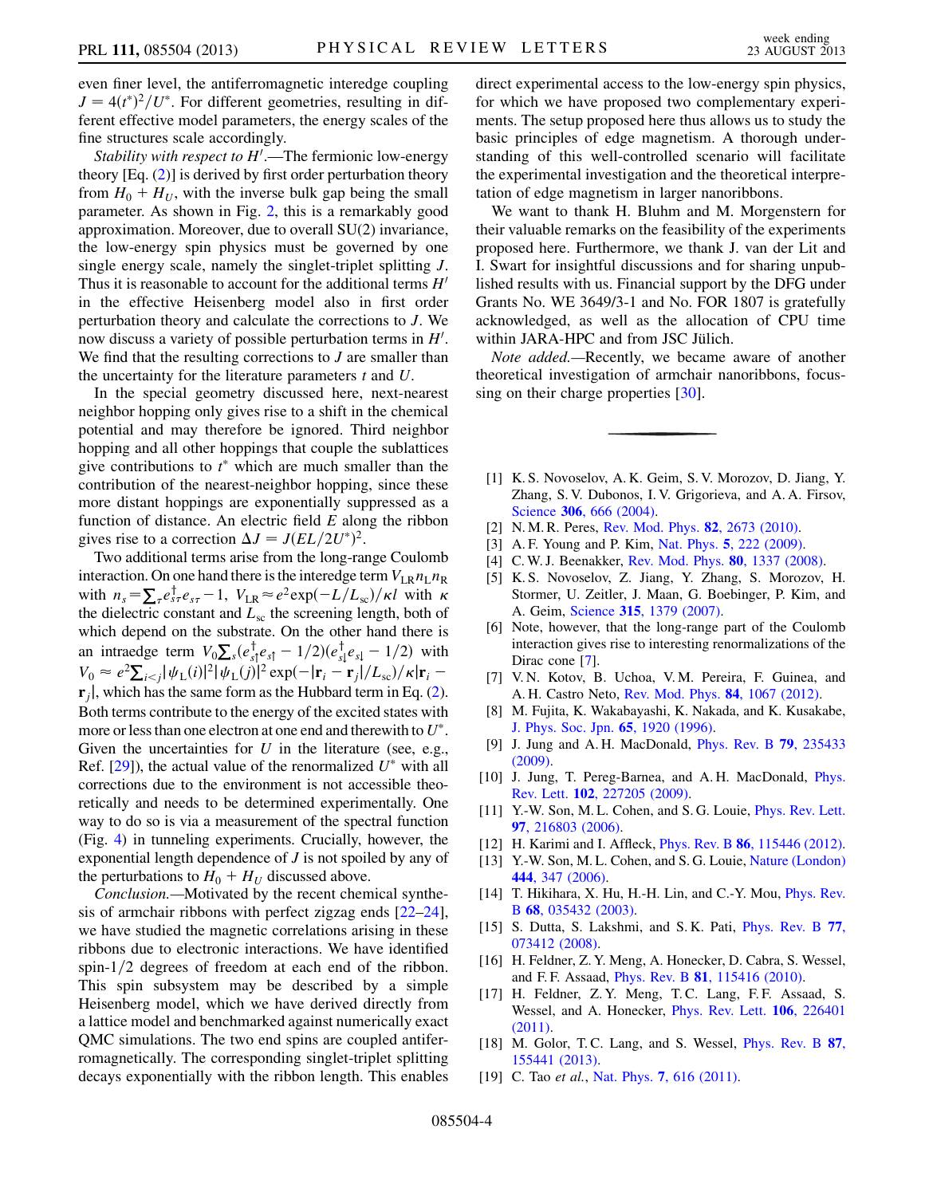even finer level, the antiferromagnetic interedge coupling $J = 4(t^*)^2/U^*$. For different geometries, resulting in different effective model parameters, the energy scales of the fine structures scale accordingly.

*Stability with respect to $H'$*.—The fermionic low-energy theory [Eq. (2)] is derived by first order perturbation theory from $H_0 + H_U$, with the inverse bulk gap being the small parameter. As shown in Fig. 2, this is a remarkably good approximation. Moreover, due to overall SU(2) invariance, the low-energy spin physics must be governed by one single energy scale, namely the singlet-triplet splitting $J$. Thus it is reasonable to account for the additional terms $H'$ in the effective Heisenberg model also in first order perturbation theory and calculate the corrections to $J$. We now discuss a variety of possible perturbation terms in $H'$. We find that the resulting corrections to $J$ are smaller than the uncertainty for the literature parameters $t$ and $U$.

In the special geometry discussed here, next-nearest neighbor hopping only gives rise to a shift in the chemical potential and may therefore be ignored. Third neighbor hopping and all other hoppings that couple the sublattices give contributions to $t^*$ which are much smaller than the contribution of the nearest-neighbor hopping, since these more distant hoppings are exponentially suppressed as a function of distance. An electric field $E$ along the ribbon gives rise to a correction $\Delta J = J(EL/2U^*)^2$.

Two additional terms arise from the long-range Coulomb interaction. On one hand there is the interedge term $V_{\mathrm{LR}} n_{\mathrm{L}} n_{\mathrm{R}}$ with $n_s = \sum_\tau e^\dagger_{s\tau} e_{s\tau} - 1$, $V_{\mathrm{LR}} \approx e^2 \exp(-L/L_{\mathrm{sc}})/\kappa l$ with $\kappa$ the dielectric constant and $L_{\mathrm{sc}}$ the screening length, both of which depend on the substrate. On the other hand there is an intraedge term $V_0 \sum_s (e^\dagger_{s\uparrow} e_{s\uparrow} - 1/2)(e^\dagger_{s\downarrow} e_{s\downarrow} - 1/2)$ with $V_0 \approx e^2 \sum_{i<j} |\psi_{\mathrm{L}}(i)|^2 |\psi_{\mathrm{L}}(j)|^2 \exp(-|\mathbf{r}_i - \mathbf{r}_j|/L_{\mathrm{sc}})/\kappa|\mathbf{r}_i - \mathbf{r}_j|$, which has the same form as the Hubbard term in Eq. (2). Both terms contribute to the energy of the excited states with more or less than one electron at one end and therewith to $U^*$. Given the uncertainties for $U$ in the literature (see, e.g., Ref. [29]), the actual value of the renormalized $U^*$ with all corrections due to the environment is not accessible theoretically and needs to be determined experimentally. One way to do so is via a measurement of the spectral function (Fig. 4) in tunneling experiments. Crucially, however, the exponential length dependence of $J$ is not spoiled by any of the perturbations to $H_0 + H_U$ discussed above.

*Conclusion*.—Motivated by the recent chemical synthesis of armchair ribbons with perfect zigzag ends [22–24], we have studied the magnetic correlations arising in these ribbons due to electronic interactions. We have identified spin-1/2 degrees of freedom at each end of the ribbon. This spin subsystem may be described by a simple Heisenberg model, which we have derived directly from a lattice model and benchmarked against numerically exact QMC simulations. The two end spins are coupled antiferromagnetically. The corresponding singlet-triplet splitting decays exponentially with the ribbon length. This enables direct experimental access to the low-energy spin physics, for which we have proposed two complementary experiments. The setup proposed here thus allows us to study the basic principles of edge magnetism. A thorough understanding of this well-controlled scenario will facilitate the experimental investigation and the theoretical interpretation of edge magnetism in larger nanoribbons.

We want to thank H. Bluhm and M. Morgenstern for their valuable remarks on the feasibility of the experiments proposed here. Furthermore, we thank J. van der Lit and I. Swart for insightful discussions and for sharing unpublished results with us. Financial support by the DFG under Grants No. WE 3649/3-1 and No. FOR 1807 is gratefully acknowledged, as well as the allocation of CPU time within JARA-HPC and from JSC Jülich.

*Note added*.—Recently, we became aware of another theoretical investigation of armchair nanoribbons, focussing on their charge properties [30].

---

[1] K. S. Novoselov, A. K. Geim, S. V. Morozov, D. Jiang, Y. Zhang, S. V. Dubonos, I. V. Grigorieva, and A. A. Firsov, Science **306**, 666 (2004).

[2] N. M. R. Peres, Rev. Mod. Phys. **82**, 2673 (2010).

[3] A. F. Young and P. Kim, Nat. Phys. **5**, 222 (2009).

[4] C. W. J. Beenakker, Rev. Mod. Phys. **80**, 1337 (2008).

[5] K. S. Novoselov, Z. Jiang, Y. Zhang, S. Morozov, H. Stormer, U. Zeitler, J. Maan, G. Boebinger, P. Kim, and A. Geim, Science **315**, 1379 (2007).

[6] Note, however, that the long-range part of the Coulomb interaction gives rise to interesting renormalizations of the Dirac cone [7].

[7] V. N. Kotov, B. Uchoa, V. M. Pereira, F. Guinea, and A. H. Castro Neto, Rev. Mod. Phys. **84**, 1067 (2012).

[8] M. Fujita, K. Wakabayashi, K. Nakada, and K. Kusakabe, J. Phys. Soc. Jpn. **65**, 1920 (1996).

[9] J. Jung and A. H. MacDonald, Phys. Rev. B **79**, 235433 (2009).

[10] J. Jung, T. Pereg-Barnea, and A. H. MacDonald, Phys. Rev. Lett. **102**, 227205 (2009).

[11] Y.-W. Son, M. L. Cohen, and S. G. Louie, Phys. Rev. Lett. **97**, 216803 (2006).

[12] H. Karimi and I. Affleck, Phys. Rev. B **86**, 115446 (2012).

[13] Y.-W. Son, M. L. Cohen, and S. G. Louie, Nature (London) **444**, 347 (2006).

[14] T. Hikihara, X. Hu, H.-H. Lin, and C.-Y. Mou, Phys. Rev. B **68**, 035432 (2003).

[15] S. Dutta, S. Lakshmi, and S. K. Pati, Phys. Rev. B **77**, 073412 (2008).

[16] H. Feldner, Z. Y. Meng, A. Honecker, D. Cabra, S. Wessel, and F. F. Assaad, Phys. Rev. B **81**, 115416 (2010).

[17] H. Feldner, Z. Y. Meng, T. C. Lang, F. F. Assaad, S. Wessel, and A. Honecker, Phys. Rev. Lett. **106**, 226401 (2011).

[18] M. Golor, T. C. Lang, and S. Wessel, Phys. Rev. B **87**, 155441 (2013).

[19] C. Tao *et al.*, Nat. Phys. **7**, 616 (2011).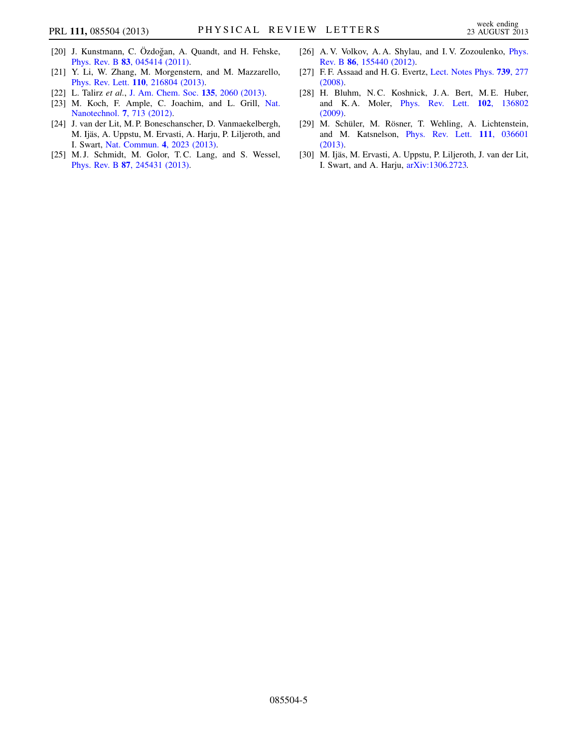[20] J. Kunstmann, C. Özdoğan, A. Quandt, and H. Fehske, Phys. Rev. B **83**, 045414 (2011).

[21] Y. Li, W. Zhang, M. Morgenstern, and M. Mazzarello, Phys. Rev. Lett. **110**, 216804 (2013).

[22] L. Talirz *et al.*, J. Am. Chem. Soc. **135**, 2060 (2013).

[23] M. Koch, F. Ample, C. Joachim, and L. Grill, Nat. Nanotechnol. **7**, 713 (2012).

[24] J. van der Lit, M. P. Boneschanscher, D. Vanmaekelbergh, M. Ijäs, A. Uppstu, M. Ervasti, A. Harju, P. Liljeroth, and I. Swart, Nat. Commun. **4**, 2023 (2013).

[25] M. J. Schmidt, M. Golor, T. C. Lang, and S. Wessel, Phys. Rev. B **87**, 245431 (2013).

[26] A. V. Volkov, A. A. Shylau, and I. V. Zozoulenko, Phys. Rev. B **86**, 155440 (2012).

[27] F. F. Assaad and H. G. Evertz, Lect. Notes Phys. **739**, 277 (2008).

[28] H. Bluhm, N. C. Koshnick, J. A. Bert, M. E. Huber, and K. A. Moler, Phys. Rev. Lett. **102**, 136802 (2009).

[29] M. Schüler, M. Rösner, T. Wehling, A. Lichtenstein, and M. Katsnelson, Phys. Rev. Lett. **111**, 036601 (2013).

[30] M. Ijäs, M. Ervasti, A. Uppstu, P. Liljeroth, J. van der Lit, I. Swart, and A. Harju, arXiv:1306.2723.